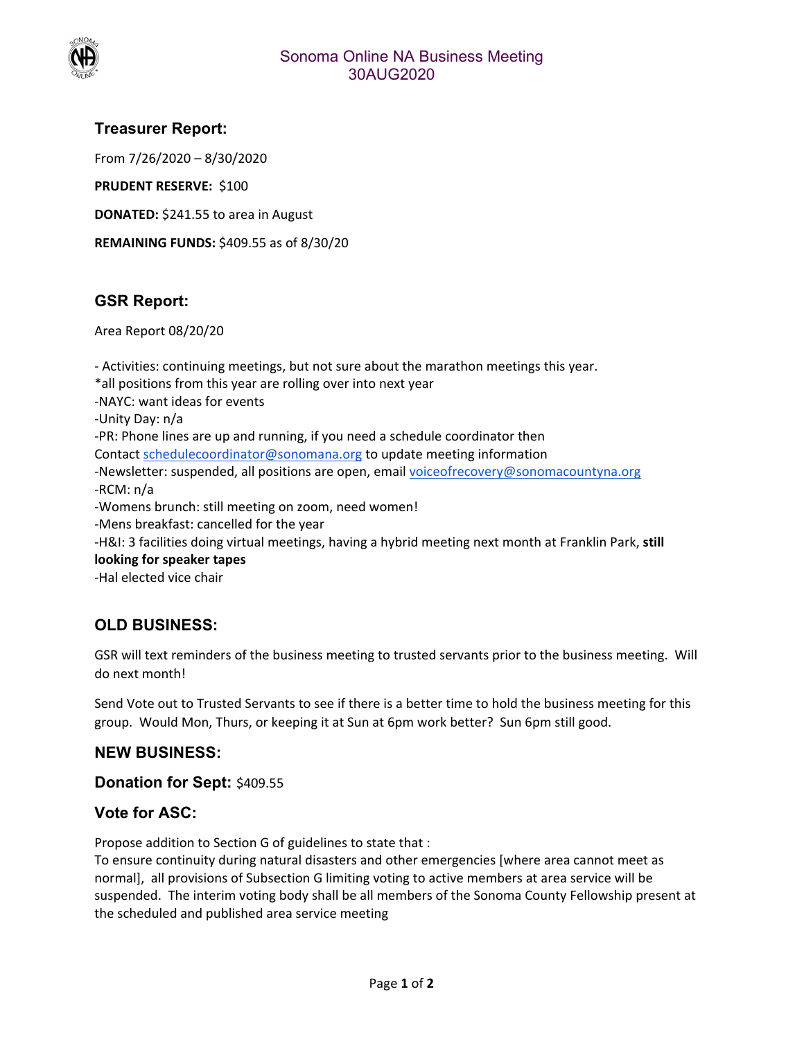# Sonoma Online NA Business Meeting
# 30AUG2020

## Treasurer Report:

From 7/26/2020 – 8/30/2020

**PRUDENT RESERVE:** $100

**DONATED:** $241.55 to area in August

**REMAINING FUNDS:** $409.55 as of 8/30/20

## GSR Report:

Area Report 08/20/20

- Activities: continuing meetings, but not sure about the marathon meetings this year.
*all positions from this year are rolling over into next year
-NAYC: want ideas for events
-Unity Day: n/a
-PR: Phone lines are up and running, if you need a schedule coordinator then Contact schedulecoordinator@sonomana.org to update meeting information
-Newsletter: suspended, all positions are open, email voiceofrecovery@sonomacountyna.org
-RCM: n/a
-Womens brunch: still meeting on zoom, need women!
-Mens breakfast: cancelled for the year
-H&I: 3 facilities doing virtual meetings, having a hybrid meeting next month at Franklin Park, **still looking for speaker tapes**
-Hal elected vice chair

## OLD BUSINESS:

GSR will text reminders of the business meeting to trusted servants prior to the business meeting. Will do next month!

Send Vote out to Trusted Servants to see if there is a better time to hold the business meeting for this group. Would Mon, Thurs, or keeping it at Sun at 6pm work better? Sun 6pm still good.

## NEW BUSINESS:

### Donation for Sept: $409.55

### Vote for ASC:

Propose addition to Section G of guidelines to state that :
To ensure continuity during natural disasters and other emergencies [where area cannot meet as normal], all provisions of Subsection G limiting voting to active members at area service will be suspended. The interim voting body shall be all members of the Sonoma County Fellowship present at the scheduled and published area service meeting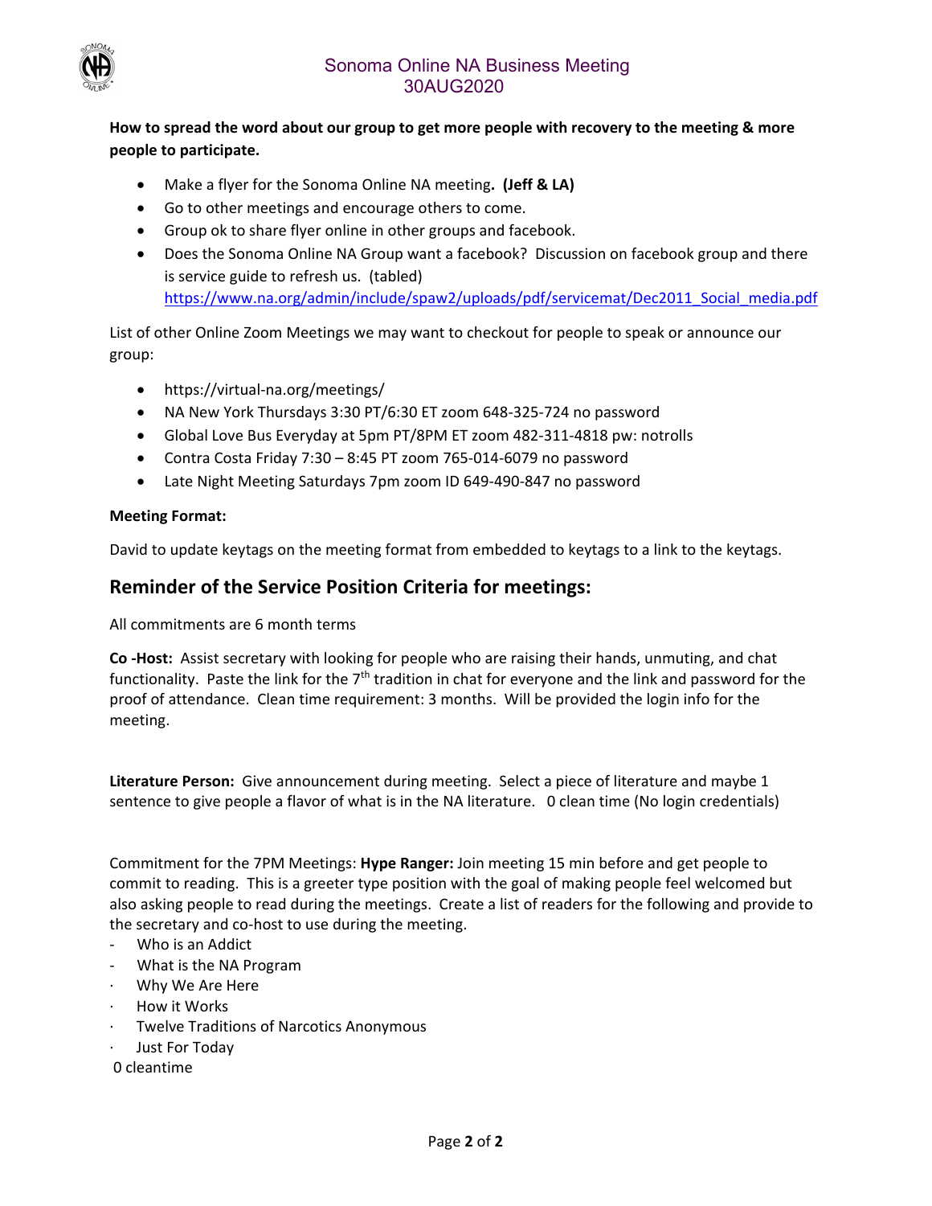**How to spread the word about our group to get more people with recovery to the meeting & more people to participate.**

- Make a flyer for the Sonoma Online NA meeting**. (Jeff & LA)**
- Go to other meetings and encourage others to come.
- Group ok to share flyer online in other groups and facebook.
- Does the Sonoma Online NA Group want a facebook? Discussion on facebook group and there is service guide to refresh us. (tabled) https://www.na.org/admin/include/spaw2/uploads/pdf/servicemat/Dec2011_Social_media.pdf

List of other Online Zoom Meetings we may want to checkout for people to speak or announce our group:

- https://virtual-na.org/meetings/
- NA New York Thursdays 3:30 PT/6:30 ET zoom 648-325-724 no password
- Global Love Bus Everyday at 5pm PT/8PM ET zoom 482-311-4818 pw: notrolls
- Contra Costa Friday 7:30 – 8:45 PT zoom 765-014-6079 no password
- Late Night Meeting Saturdays 7pm zoom ID 649-490-847 no password

**Meeting Format:**

David to update keytags on the meeting format from embedded to keytags to a link to the keytags.

## Reminder of the Service Position Criteria for meetings:

All commitments are 6 month terms

**Co -Host:** Assist secretary with looking for people who are raising their hands, unmuting, and chat functionality. Paste the link for the 7th tradition in chat for everyone and the link and password for the proof of attendance. Clean time requirement: 3 months. Will be provided the login info for the meeting.

**Literature Person:** Give announcement during meeting. Select a piece of literature and maybe 1 sentence to give people a flavor of what is in the NA literature. 0 clean time (No login credentials)

Commitment for the 7PM Meetings: **Hype Ranger:** Join meeting 15 min before and get people to commit to reading. This is a greeter type position with the goal of making people feel welcomed but also asking people to read during the meetings. Create a list of readers for the following and provide to the secretary and co-host to use during the meeting.

- Who is an Addict
- What is the NA Program
- Why We Are Here
- How it Works
- Twelve Traditions of Narcotics Anonymous
- Just For Today

0 cleantime